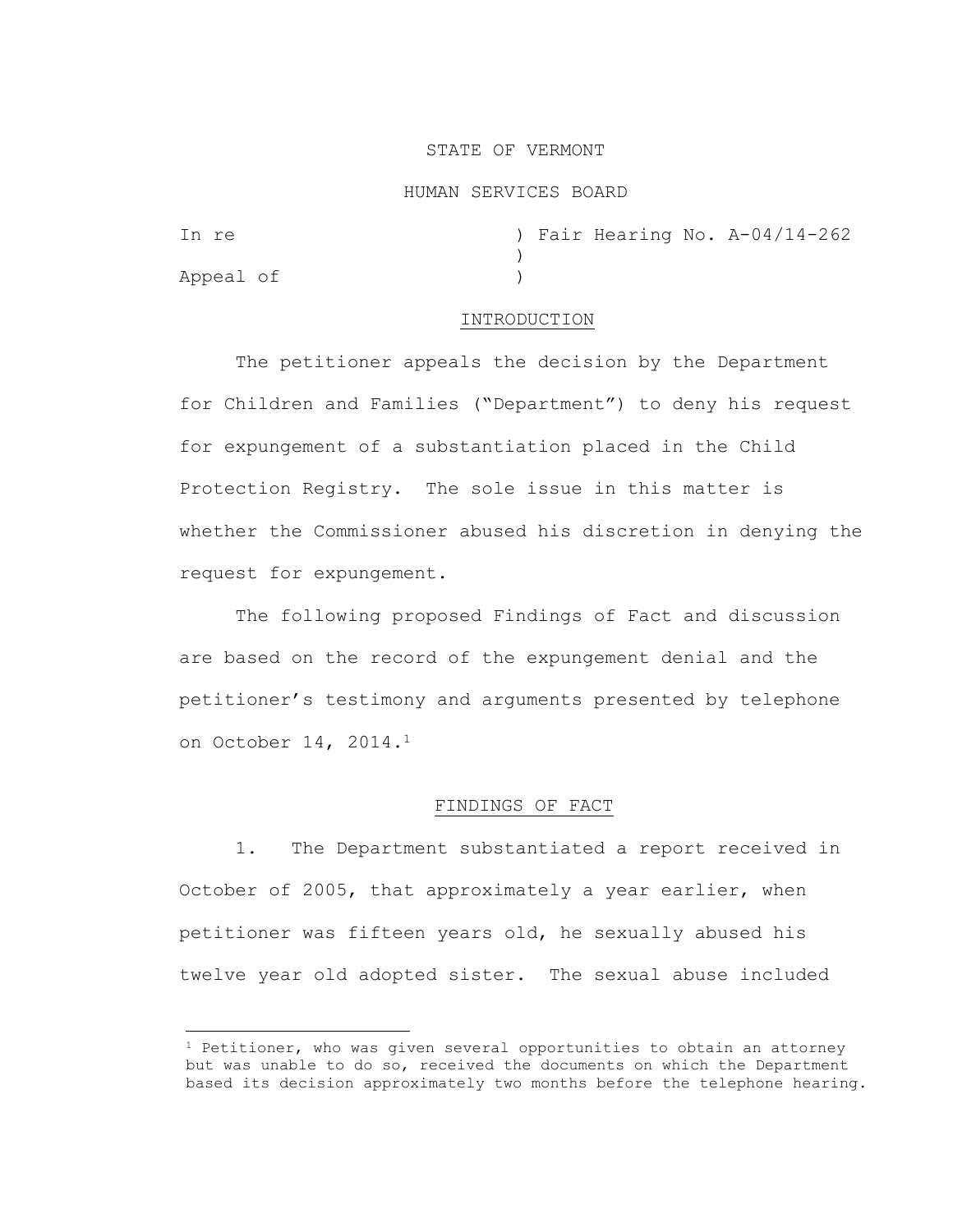STATE OF VERMONT

HUMAN SERVICES BOARD

In re ) Fair Hearing No. A-04/14-262
)
Appeal of )

## INTRODUCTION

The petitioner appeals the decision by the Department for Children and Families ("Department") to deny his request for expungement of a substantiation placed in the Child Protection Registry. The sole issue in this matter is whether the Commissioner abused his discretion in denying the request for expungement.

The following proposed Findings of Fact and discussion are based on the record of the expungement denial and the petitioner's testimony and arguments presented by telephone on October 14, 2014.[1]

## FINDINGS OF FACT

1. The Department substantiated a report received in October of 2005, that approximately a year earlier, when petitioner was fifteen years old, he sexually abused his twelve year old adopted sister. The sexual abuse included

[1] Petitioner, who was given several opportunities to obtain an attorney but was unable to do so, received the documents on which the Department based its decision approximately two months before the telephone hearing.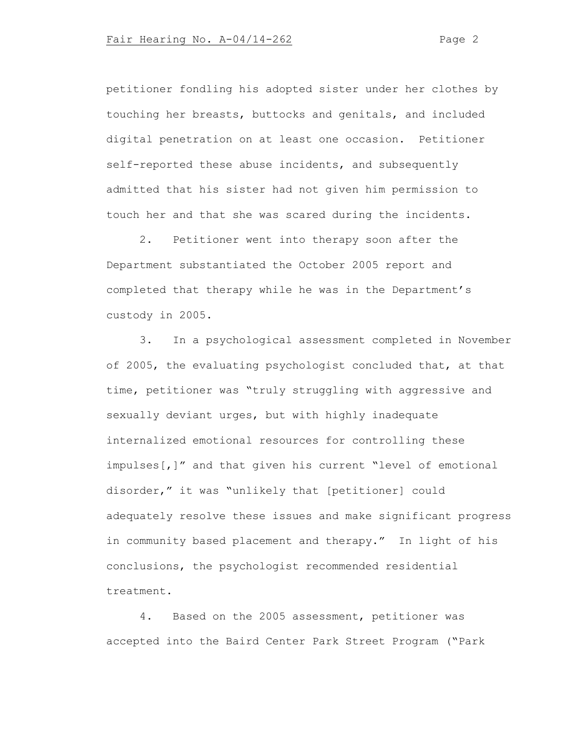petitioner fondling his adopted sister under her clothes by touching her breasts, buttocks and genitals, and included digital penetration on at least one occasion. Petitioner self-reported these abuse incidents, and subsequently admitted that his sister had not given him permission to touch her and that she was scared during the incidents.

2. Petitioner went into therapy soon after the Department substantiated the October 2005 report and completed that therapy while he was in the Department's custody in 2005.

3. In a psychological assessment completed in November of 2005, the evaluating psychologist concluded that, at that time, petitioner was "truly struggling with aggressive and sexually deviant urges, but with highly inadequate internalized emotional resources for controlling these impulses[,]" and that given his current "level of emotional disorder," it was "unlikely that [petitioner] could adequately resolve these issues and make significant progress in community based placement and therapy." In light of his conclusions, the psychologist recommended residential treatment.

4. Based on the 2005 assessment, petitioner was accepted into the Baird Center Park Street Program ("Park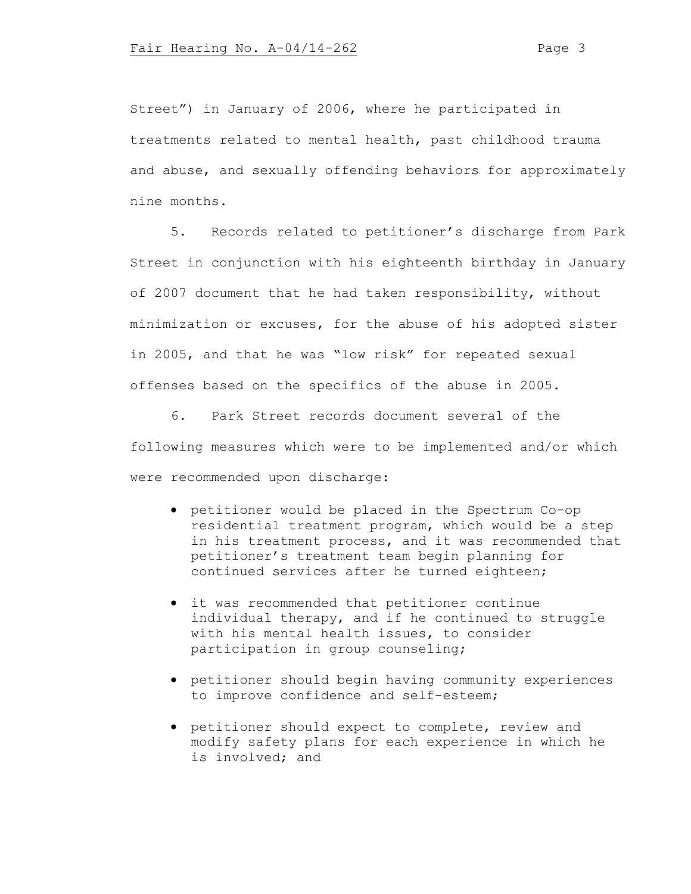Street") in January of 2006, where he participated in treatments related to mental health, past childhood trauma and abuse, and sexually offending behaviors for approximately nine months.

5. Records related to petitioner's discharge from Park Street in conjunction with his eighteenth birthday in January of 2007 document that he had taken responsibility, without minimization or excuses, for the abuse of his adopted sister in 2005, and that he was "low risk" for repeated sexual offenses based on the specifics of the abuse in 2005.

6. Park Street records document several of the following measures which were to be implemented and/or which were recommended upon discharge:

- petitioner would be placed in the Spectrum Co-op residential treatment program, which would be a step in his treatment process, and it was recommended that petitioner's treatment team begin planning for continued services after he turned eighteen;
- it was recommended that petitioner continue individual therapy, and if he continued to struggle with his mental health issues, to consider participation in group counseling;
- petitioner should begin having community experiences to improve confidence and self-esteem;
- petitioner should expect to complete, review and modify safety plans for each experience in which he is involved; and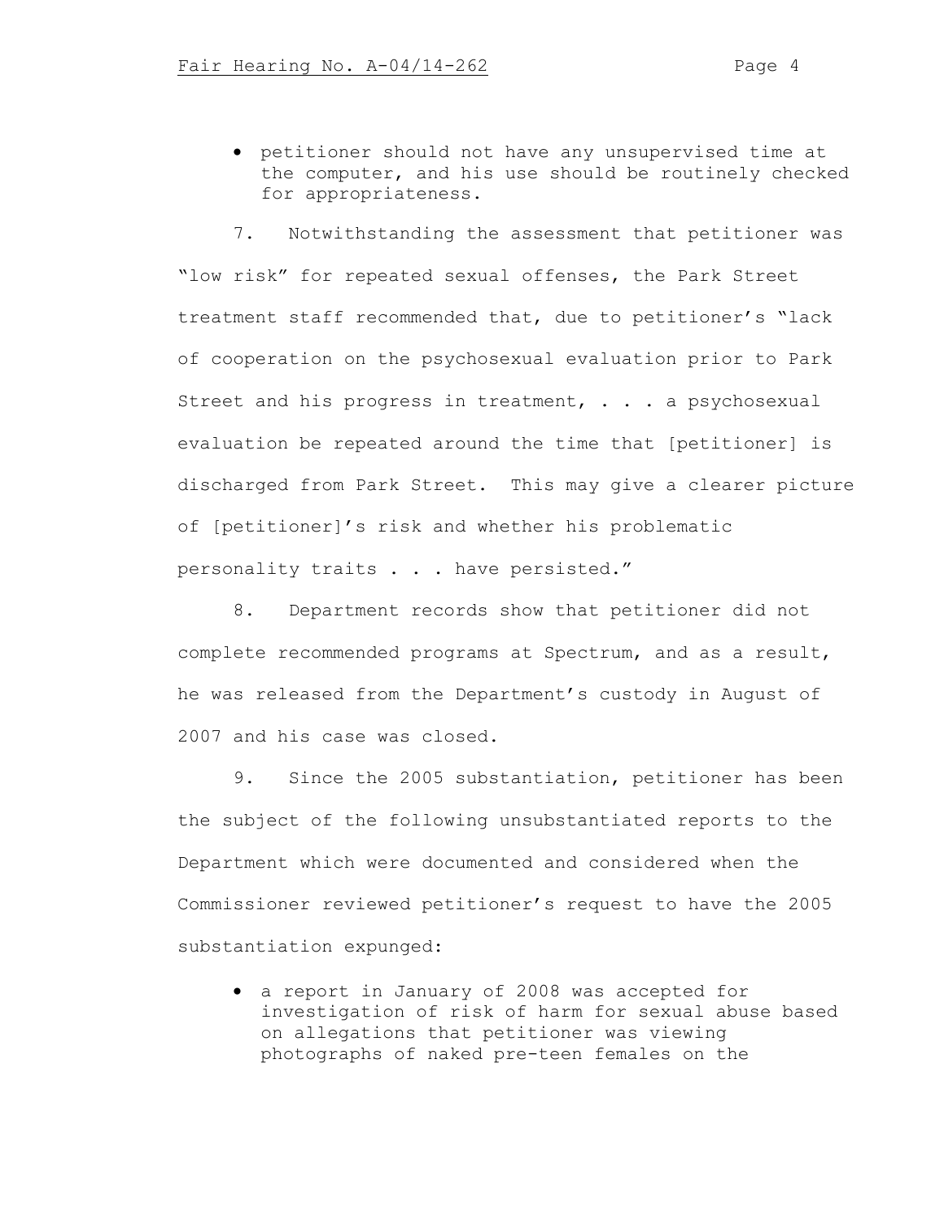- petitioner should not have any unsupervised time at the computer, and his use should be routinely checked for appropriateness.

7. Notwithstanding the assessment that petitioner was "low risk" for repeated sexual offenses, the Park Street treatment staff recommended that, due to petitioner's "lack of cooperation on the psychosexual evaluation prior to Park Street and his progress in treatment, . . . a psychosexual evaluation be repeated around the time that [petitioner] is discharged from Park Street. This may give a clearer picture of [petitioner]'s risk and whether his problematic personality traits . . . have persisted."

8. Department records show that petitioner did not complete recommended programs at Spectrum, and as a result, he was released from the Department's custody in August of 2007 and his case was closed.

9. Since the 2005 substantiation, petitioner has been the subject of the following unsubstantiated reports to the Department which were documented and considered when the Commissioner reviewed petitioner's request to have the 2005 substantiation expunged:

- a report in January of 2008 was accepted for investigation of risk of harm for sexual abuse based on allegations that petitioner was viewing photographs of naked pre-teen females on the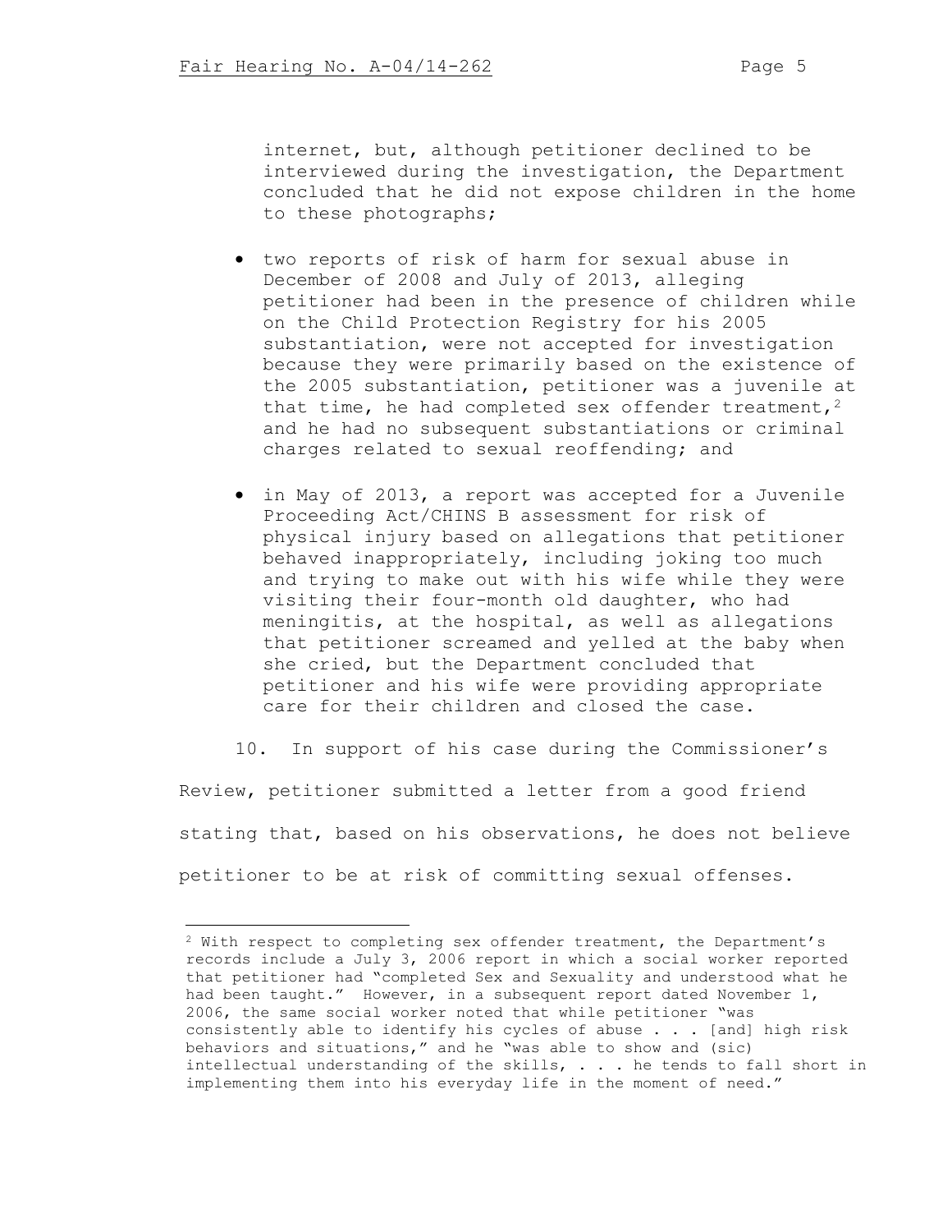internet, but, although petitioner declined to be interviewed during the investigation, the Department concluded that he did not expose children in the home to these photographs;

- two reports of risk of harm for sexual abuse in December of 2008 and July of 2013, alleging petitioner had been in the presence of children while on the Child Protection Registry for his 2005 substantiation, were not accepted for investigation because they were primarily based on the existence of the 2005 substantiation, petitioner was a juvenile at that time, he had completed sex offender treatment,[2] and he had no subsequent substantiations or criminal charges related to sexual reoffending; and

- in May of 2013, a report was accepted for a Juvenile Proceeding Act/CHINS B assessment for risk of physical injury based on allegations that petitioner behaved inappropriately, including joking too much and trying to make out with his wife while they were visiting their four-month old daughter, who had meningitis, at the hospital, as well as allegations that petitioner screamed and yelled at the baby when she cried, but the Department concluded that petitioner and his wife were providing appropriate care for their children and closed the case.

10. In support of his case during the Commissioner's Review, petitioner submitted a letter from a good friend stating that, based on his observations, he does not believe petitioner to be at risk of committing sexual offenses.

---

[2] With respect to completing sex offender treatment, the Department's records include a July 3, 2006 report in which a social worker reported that petitioner had "completed Sex and Sexuality and understood what he had been taught." However, in a subsequent report dated November 1, 2006, the same social worker noted that while petitioner "was consistently able to identify his cycles of abuse . . . [and] high risk behaviors and situations," and he "was able to show and (sic) intellectual understanding of the skills, . . . he tends to fall short in implementing them into his everyday life in the moment of need."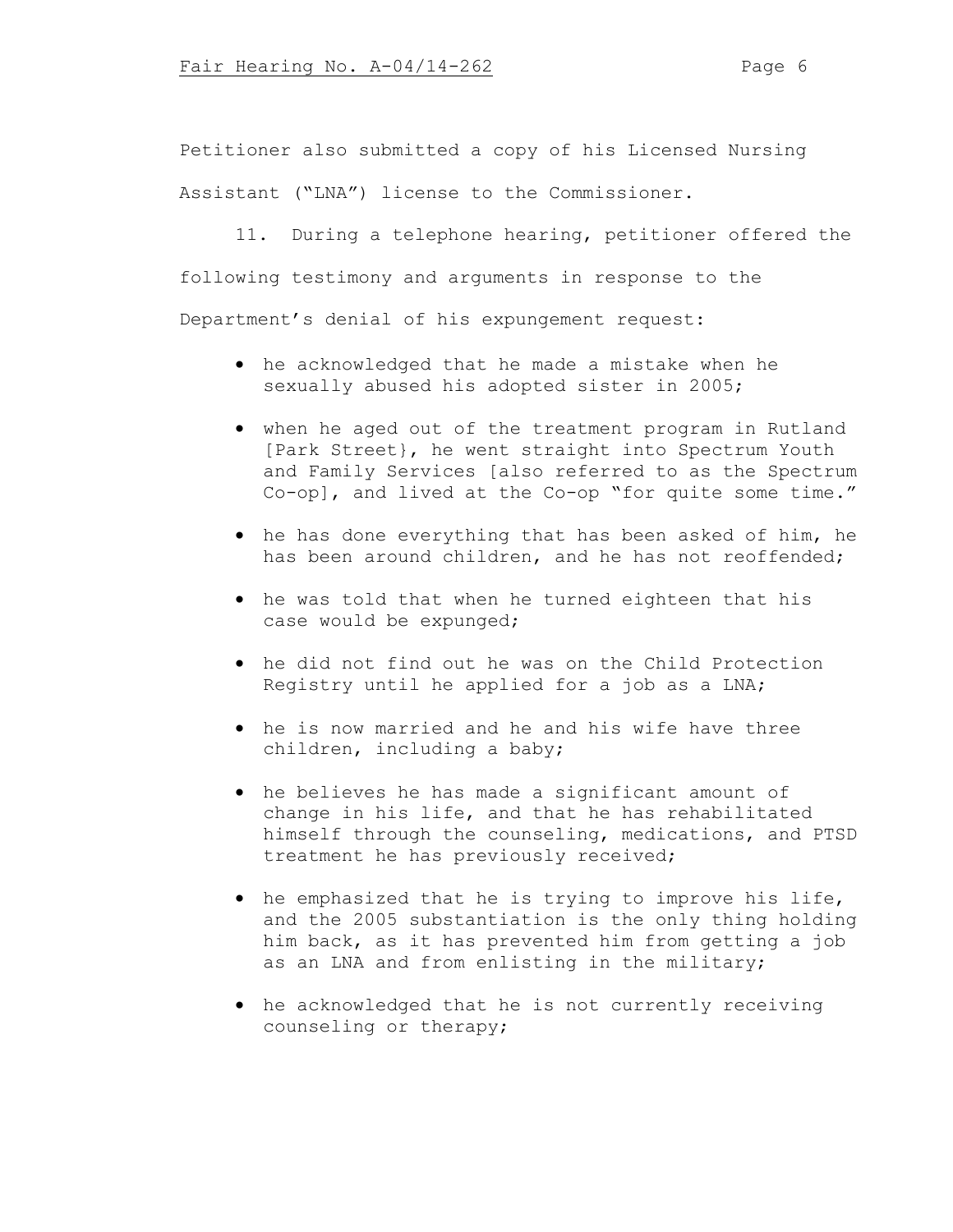Petitioner also submitted a copy of his Licensed Nursing Assistant ("LNA") license to the Commissioner.

11. During a telephone hearing, petitioner offered the following testimony and arguments in response to the Department's denial of his expungement request:

- he acknowledged that he made a mistake when he sexually abused his adopted sister in 2005;
- when he aged out of the treatment program in Rutland [Park Street}, he went straight into Spectrum Youth and Family Services [also referred to as the Spectrum Co-op], and lived at the Co-op "for quite some time."
- he has done everything that has been asked of him, he has been around children, and he has not reoffended;
- he was told that when he turned eighteen that his case would be expunged;
- he did not find out he was on the Child Protection Registry until he applied for a job as a LNA;
- he is now married and he and his wife have three children, including a baby;
- he believes he has made a significant amount of change in his life, and that he has rehabilitated himself through the counseling, medications, and PTSD treatment he has previously received;
- he emphasized that he is trying to improve his life, and the 2005 substantiation is the only thing holding him back, as it has prevented him from getting a job as an LNA and from enlisting in the military;
- he acknowledged that he is not currently receiving counseling or therapy;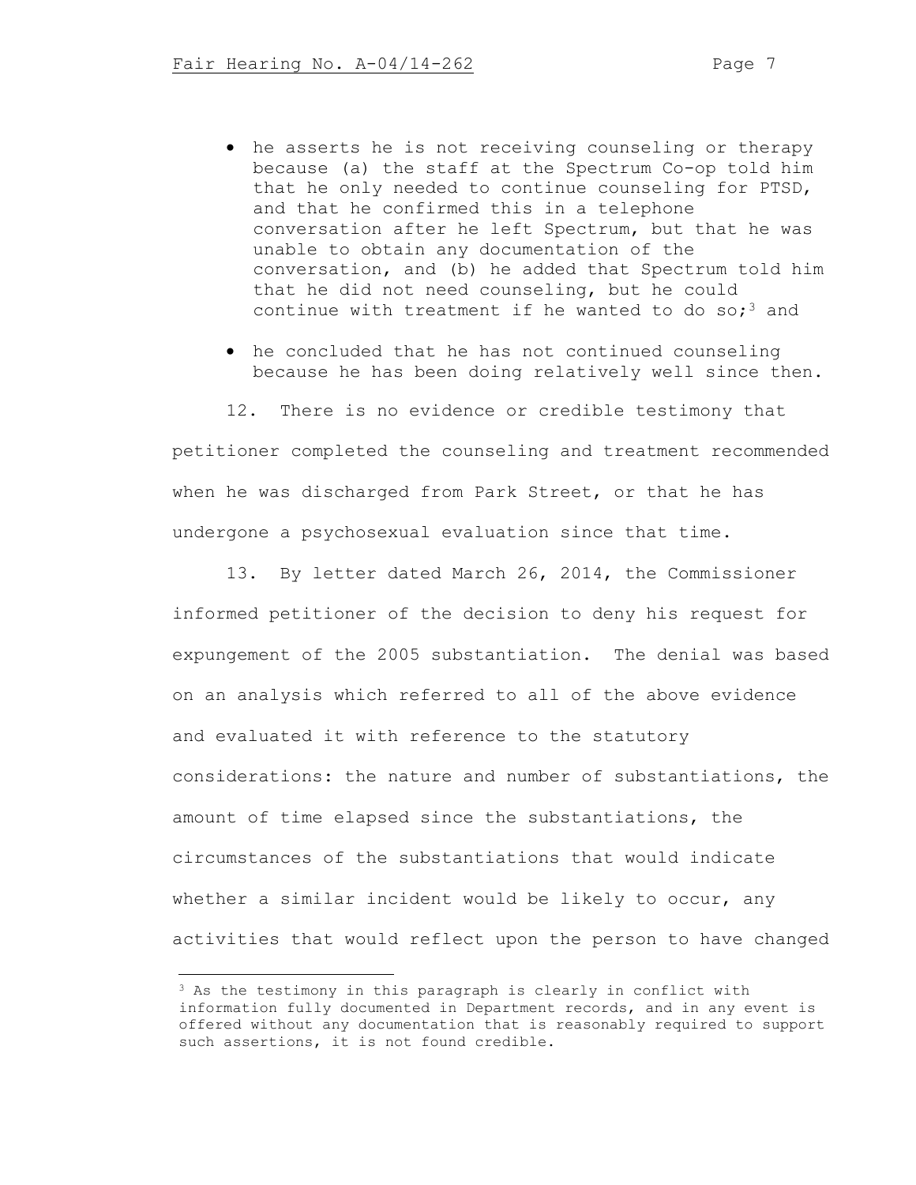- he asserts he is not receiving counseling or therapy because (a) the staff at the Spectrum Co-op told him that he only needed to continue counseling for PTSD, and that he confirmed this in a telephone conversation after he left Spectrum, but that he was unable to obtain any documentation of the conversation, and (b) he added that Spectrum told him that he did not need counseling, but he could continue with treatment if he wanted to do so;[3] and
- he concluded that he has not continued counseling because he has been doing relatively well since then.

12. There is no evidence or credible testimony that petitioner completed the counseling and treatment recommended when he was discharged from Park Street, or that he has undergone a psychosexual evaluation since that time.

13. By letter dated March 26, 2014, the Commissioner informed petitioner of the decision to deny his request for expungement of the 2005 substantiation. The denial was based on an analysis which referred to all of the above evidence and evaluated it with reference to the statutory considerations: the nature and number of substantiations, the amount of time elapsed since the substantiations, the circumstances of the substantiations that would indicate whether a similar incident would be likely to occur, any activities that would reflect upon the person to have changed

[3] As the testimony in this paragraph is clearly in conflict with information fully documented in Department records, and in any event is offered without any documentation that is reasonably required to support such assertions, it is not found credible.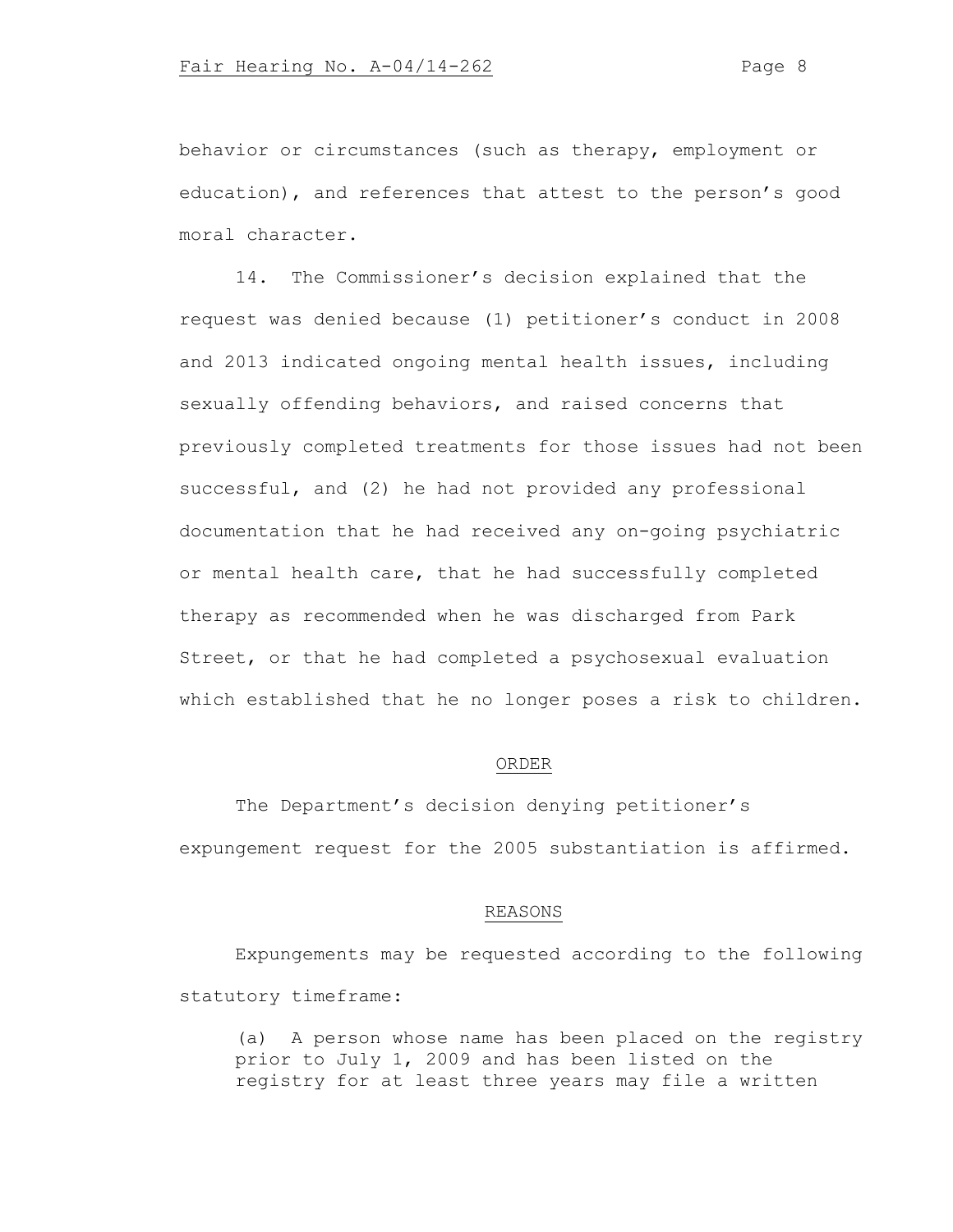behavior or circumstances (such as therapy, employment or education), and references that attest to the person's good moral character.

14. The Commissioner's decision explained that the request was denied because (1) petitioner's conduct in 2008 and 2013 indicated ongoing mental health issues, including sexually offending behaviors, and raised concerns that previously completed treatments for those issues had not been successful, and (2) he had not provided any professional documentation that he had received any on-going psychiatric or mental health care, that he had successfully completed therapy as recommended when he was discharged from Park Street, or that he had completed a psychosexual evaluation which established that he no longer poses a risk to children.

## ORDER

The Department's decision denying petitioner's expungement request for the 2005 substantiation is affirmed.

## REASONS

Expungements may be requested according to the following statutory timeframe:

> (a) A person whose name has been placed on the registry prior to July 1, 2009 and has been listed on the registry for at least three years may file a written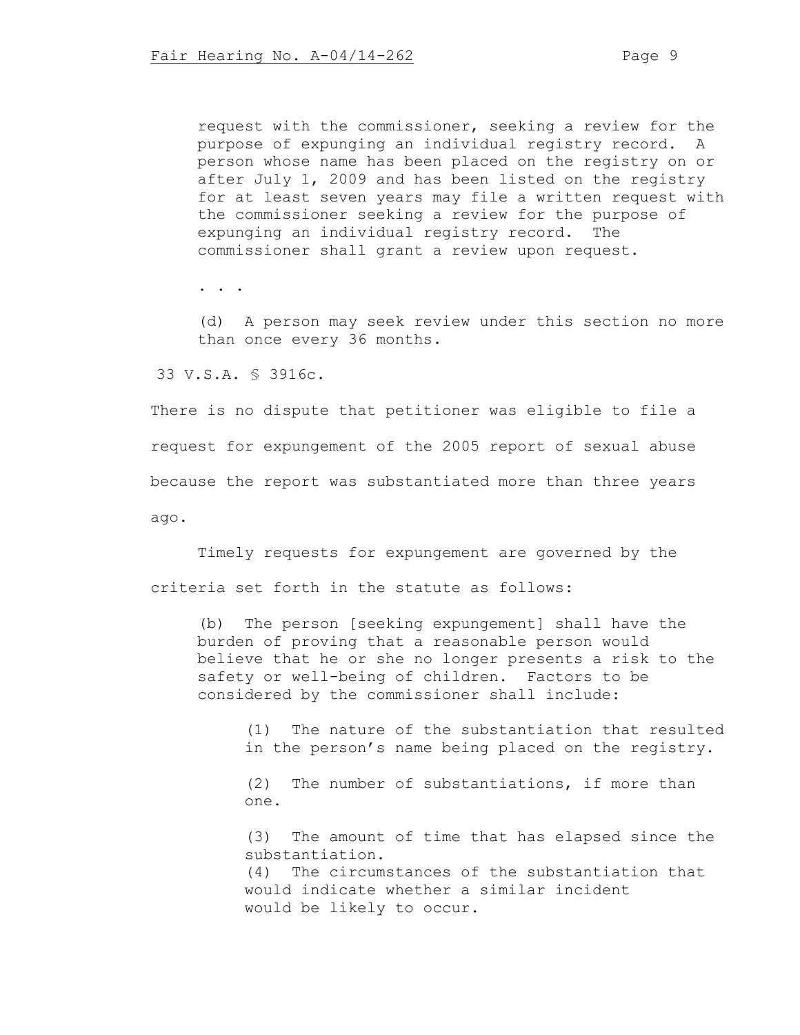> request with the commissioner, seeking a review for the purpose of expunging an individual registry record. A person whose name has been placed on the registry on or after July 1, 2009 and has been listed on the registry for at least seven years may file a written request with the commissioner seeking a review for the purpose of expunging an individual registry record. The commissioner shall grant a review upon request.
>
> . . .
>
> (d) A person may seek review under this section no more than once every 36 months.

33 V.S.A. § 3916c.

There is no dispute that petitioner was eligible to file a request for expungement of the 2005 report of sexual abuse because the report was substantiated more than three years ago.

Timely requests for expungement are governed by the criteria set forth in the statute as follows:

> (b) The person [seeking expungement] shall have the burden of proving that a reasonable person would believe that he or she no longer presents a risk to the safety or well-being of children. Factors to be considered by the commissioner shall include:
>
> > (1) The nature of the substantiation that resulted in the person's name being placed on the registry.
> >
> > (2) The number of substantiations, if more than one.
> >
> > (3) The amount of time that has elapsed since the substantiation.
> >
> > (4) The circumstances of the substantiation that would indicate whether a similar incident would be likely to occur.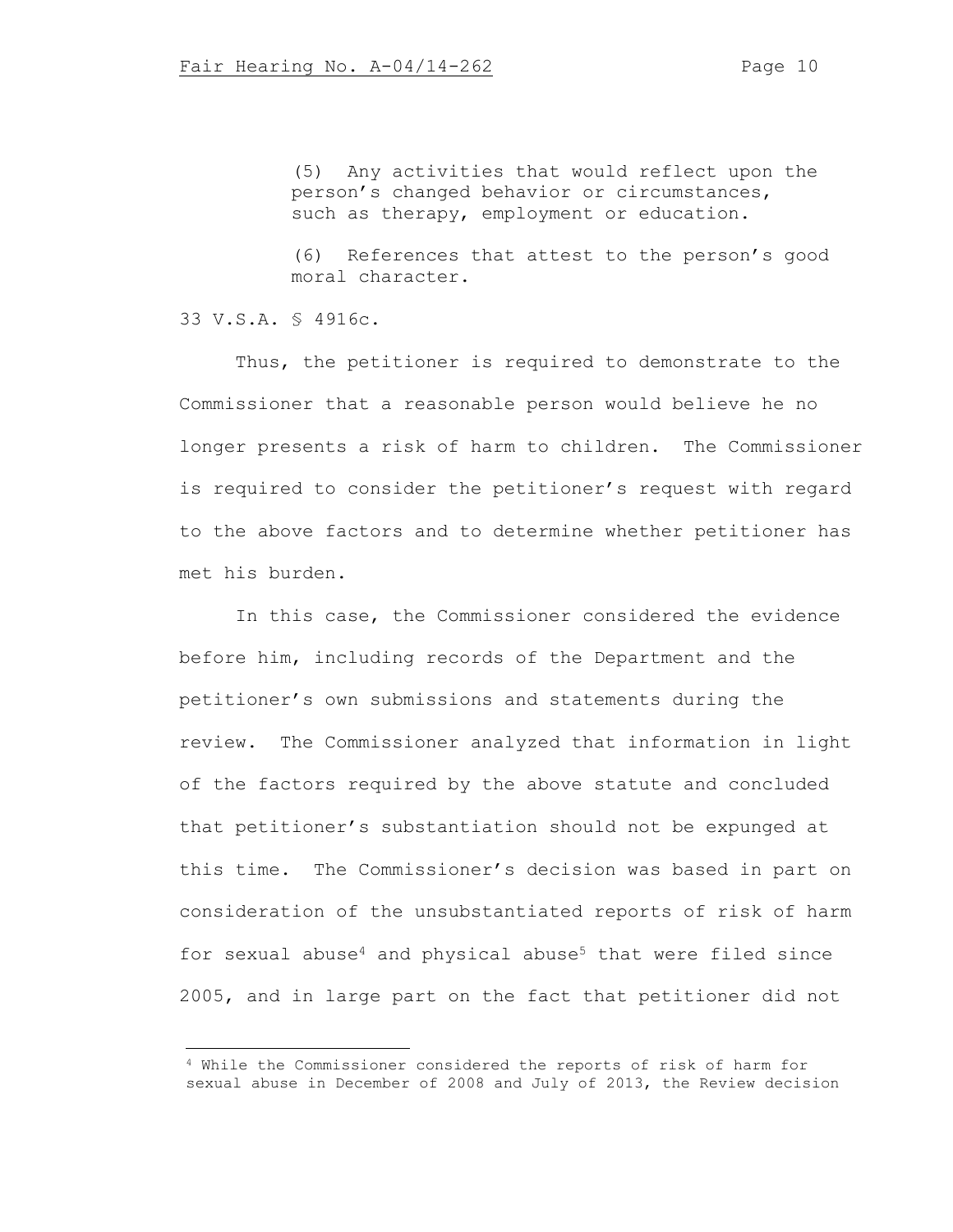(5) Any activities that would reflect upon the person's changed behavior or circumstances, such as therapy, employment or education.

(6) References that attest to the person's good moral character.

33 V.S.A. § 4916c.

Thus, the petitioner is required to demonstrate to the Commissioner that a reasonable person would believe he no longer presents a risk of harm to children. The Commissioner is required to consider the petitioner's request with regard to the above factors and to determine whether petitioner has met his burden.

In this case, the Commissioner considered the evidence before him, including records of the Department and the petitioner's own submissions and statements during the review. The Commissioner analyzed that information in light of the factors required by the above statute and concluded that petitioner's substantiation should not be expunged at this time. The Commissioner's decision was based in part on consideration of the unsubstantiated reports of risk of harm for sexual abuse[4] and physical abuse[5] that were filed since 2005, and in large part on the fact that petitioner did not

---

[4] While the Commissioner considered the reports of risk of harm for sexual abuse in December of 2008 and July of 2013, the Review decision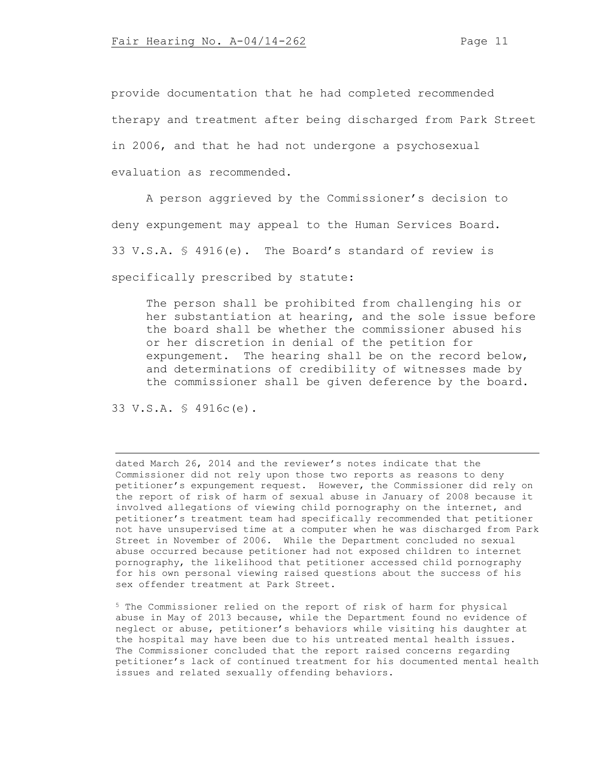provide documentation that he had completed recommended therapy and treatment after being discharged from Park Street in 2006, and that he had not undergone a psychosexual evaluation as recommended.

A person aggrieved by the Commissioner's decision to deny expungement may appeal to the Human Services Board. 33 V.S.A. § 4916(e). The Board's standard of review is specifically prescribed by statute:

> The person shall be prohibited from challenging his or her substantiation at hearing, and the sole issue before the board shall be whether the commissioner abused his or her discretion in denial of the petition for expungement. The hearing shall be on the record below, and determinations of credibility of witnesses made by the commissioner shall be given deference by the board.

33 V.S.A. § 4916c(e).

---

dated March 26, 2014 and the reviewer's notes indicate that the Commissioner did not rely upon those two reports as reasons to deny petitioner's expungement request. However, the Commissioner did rely on the report of risk of harm of sexual abuse in January of 2008 because it involved allegations of viewing child pornography on the internet, and petitioner's treatment team had specifically recommended that petitioner not have unsupervised time at a computer when he was discharged from Park Street in November of 2006. While the Department concluded no sexual abuse occurred because petitioner had not exposed children to internet pornography, the likelihood that petitioner accessed child pornography for his own personal viewing raised questions about the success of his sex offender treatment at Park Street.

[5] The Commissioner relied on the report of risk of harm for physical abuse in May of 2013 because, while the Department found no evidence of neglect or abuse, petitioner's behaviors while visiting his daughter at the hospital may have been due to his untreated mental health issues. The Commissioner concluded that the report raised concerns regarding petitioner's lack of continued treatment for his documented mental health issues and related sexually offending behaviors.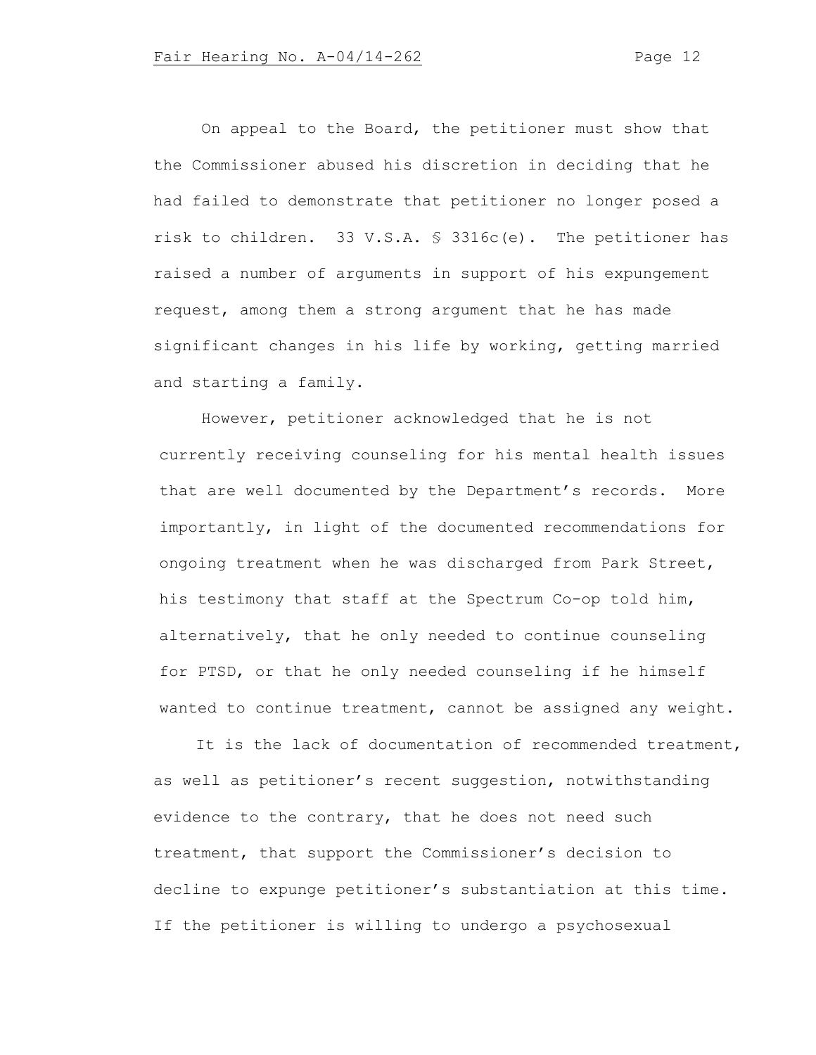On appeal to the Board, the petitioner must show that the Commissioner abused his discretion in deciding that he had failed to demonstrate that petitioner no longer posed a risk to children. 33 V.S.A. § 3316c(e). The petitioner has raised a number of arguments in support of his expungement request, among them a strong argument that he has made significant changes in his life by working, getting married and starting a family.

However, petitioner acknowledged that he is not currently receiving counseling for his mental health issues that are well documented by the Department's records. More importantly, in light of the documented recommendations for ongoing treatment when he was discharged from Park Street, his testimony that staff at the Spectrum Co-op told him, alternatively, that he only needed to continue counseling for PTSD, or that he only needed counseling if he himself wanted to continue treatment, cannot be assigned any weight.

It is the lack of documentation of recommended treatment, as well as petitioner's recent suggestion, notwithstanding evidence to the contrary, that he does not need such treatment, that support the Commissioner's decision to decline to expunge petitioner's substantiation at this time. If the petitioner is willing to undergo a psychosexual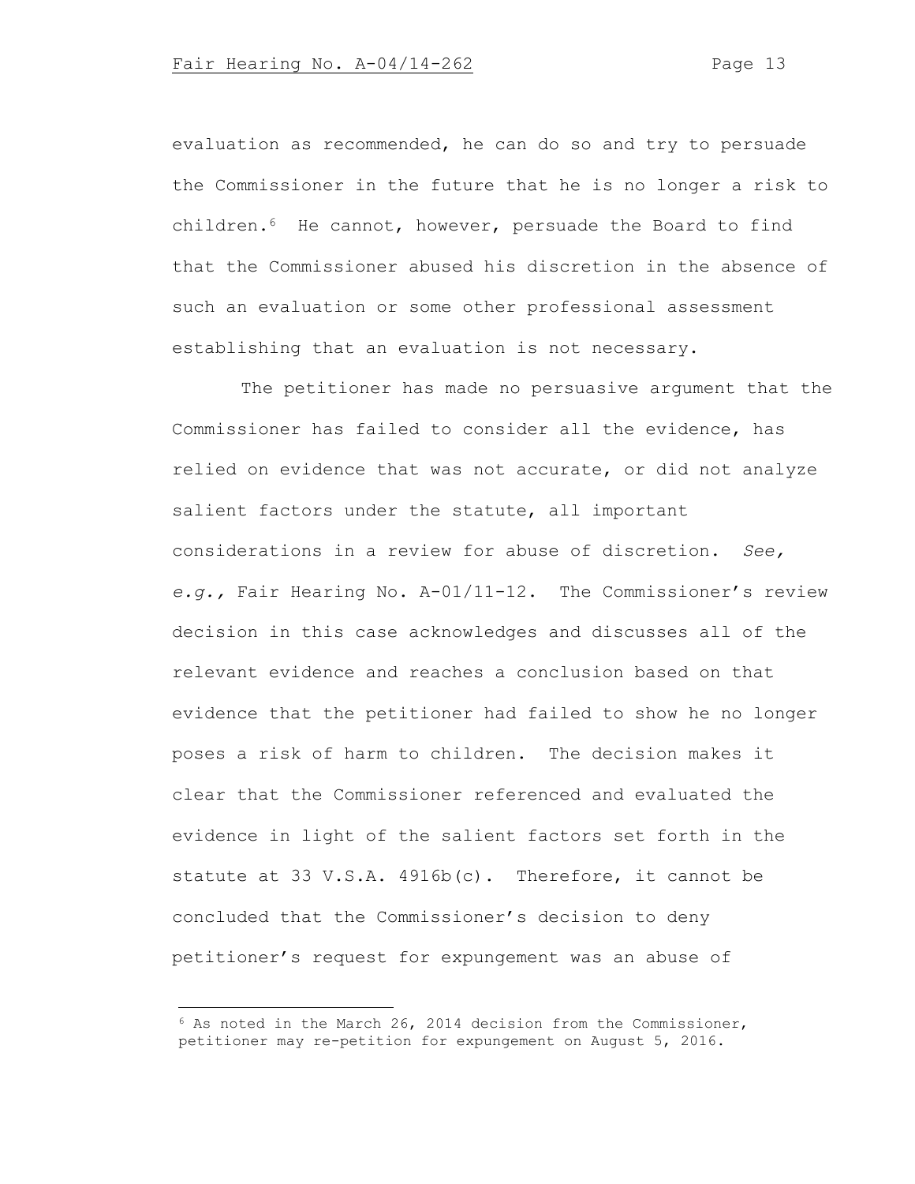evaluation as recommended, he can do so and try to persuade the Commissioner in the future that he is no longer a risk to children.[6] He cannot, however, persuade the Board to find that the Commissioner abused his discretion in the absence of such an evaluation or some other professional assessment establishing that an evaluation is not necessary.

The petitioner has made no persuasive argument that the Commissioner has failed to consider all the evidence, has relied on evidence that was not accurate, or did not analyze salient factors under the statute, all important considerations in a review for abuse of discretion. *See, e.g.,* Fair Hearing No. A-01/11-12. The Commissioner's review decision in this case acknowledges and discusses all of the relevant evidence and reaches a conclusion based on that evidence that the petitioner had failed to show he no longer poses a risk of harm to children. The decision makes it clear that the Commissioner referenced and evaluated the evidence in light of the salient factors set forth in the statute at 33 V.S.A. 4916b(c). Therefore, it cannot be concluded that the Commissioner's decision to deny petitioner's request for expungement was an abuse of

---

[6] As noted in the March 26, 2014 decision from the Commissioner, petitioner may re-petition for expungement on August 5, 2016.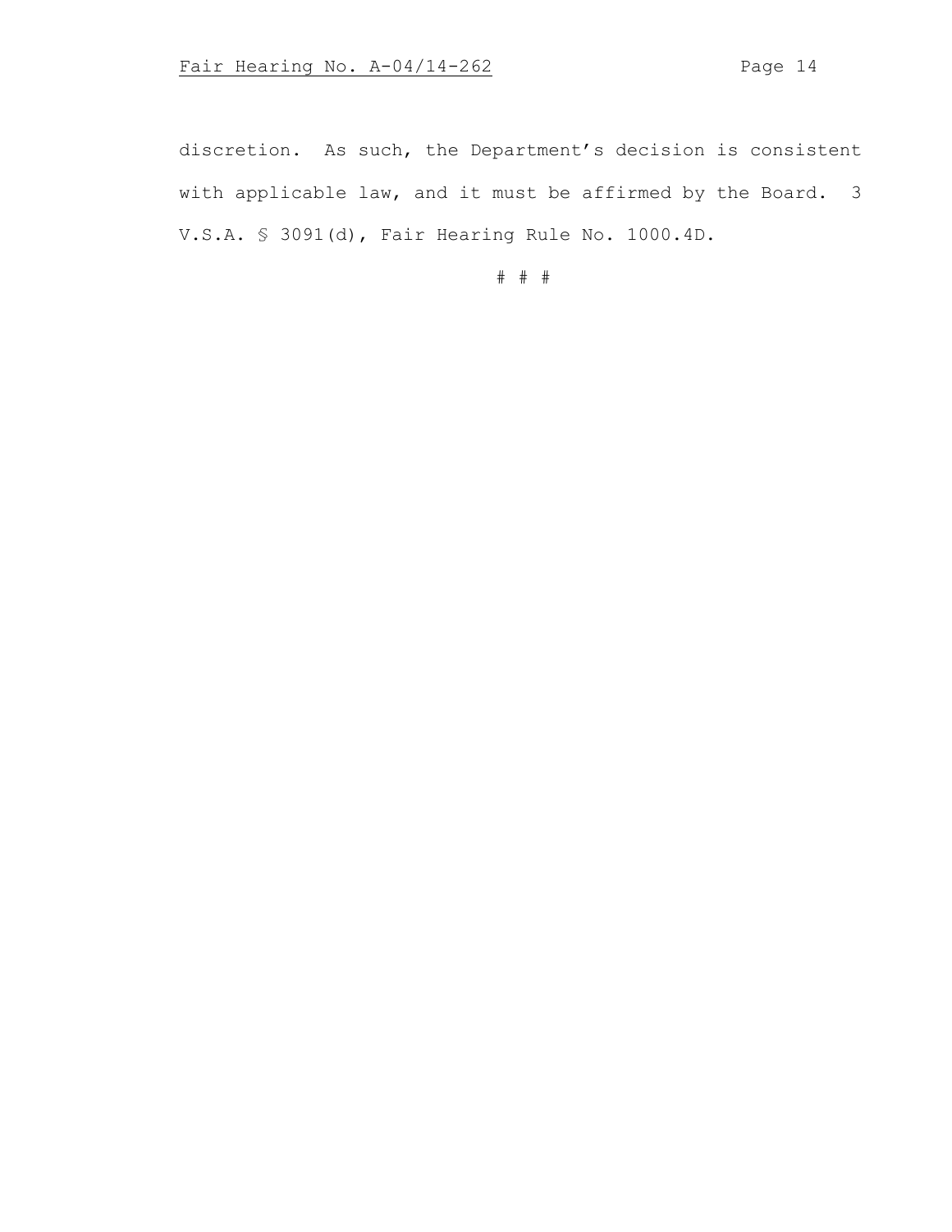discretion. As such, the Department's decision is consistent with applicable law, and it must be affirmed by the Board. 3 V.S.A. § 3091(d), Fair Hearing Rule No. 1000.4D.

# # #